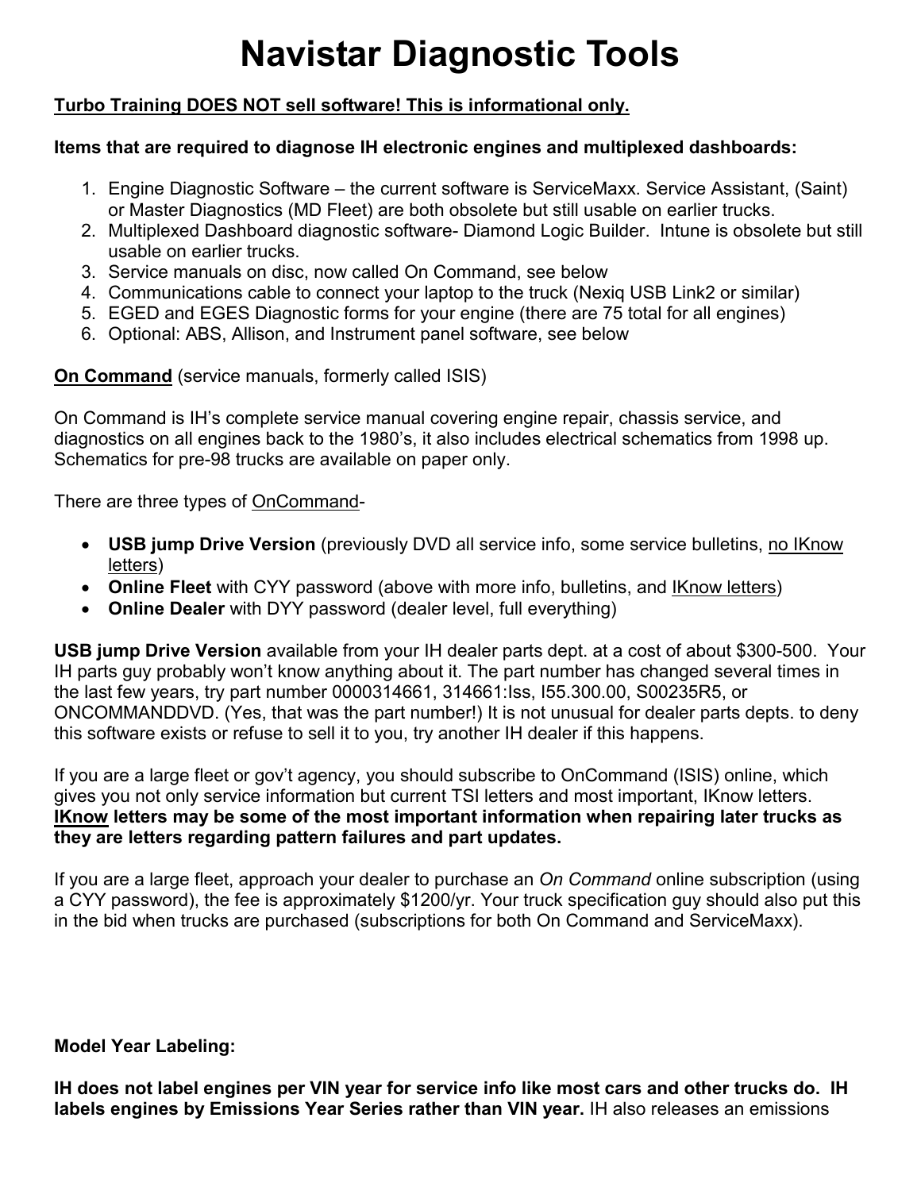# Navistar Diagnostic Tools

<u>**Turbo Training DOES NOT sell software! This is informational only.**</u>

**Items that are required to diagnose IH electronic engines and multiplexed dashboards:**

1. Engine Diagnostic Software – the current software is ServiceMaxx. Service Assistant, (Saint) or Master Diagnostics (MD Fleet) are both obsolete but still usable on earlier trucks.
2. Multiplexed Dashboard diagnostic software- Diamond Logic Builder. Intune is obsolete but still usable on earlier trucks.
3. Service manuals on disc, now called On Command, see below
4. Communications cable to connect your laptop to the truck (Nexiq USB Link2 or similar)
5. EGED and EGES Diagnostic forms for your engine (there are 75 total for all engines)
6. Optional: ABS, Allison, and Instrument panel software, see below

<u>**On Command**</u> (service manuals, formerly called ISIS)

On Command is IH's complete service manual covering engine repair, chassis service, and diagnostics on all engines back to the 1980's, it also includes electrical schematics from 1998 up. Schematics for pre-98 trucks are available on paper only.

There are three types of <u>OnCommand</u>-

- **USB jump Drive Version** (previously DVD all service info, some service bulletins, <u>no IKnow letters</u>)
- **Online Fleet** with CYY password (above with more info, bulletins, and <u>IKnow letters</u>)
- **Online Dealer** with DYY password (dealer level, full everything)

**USB jump Drive Version** available from your IH dealer parts dept. at a cost of about $300-500. Your IH parts guy probably won't know anything about it. The part number has changed several times in the last few years, try part number 0000314661, 314661:Iss, I55.300.00, S00235R5, or ONCOMMANDDVD. (Yes, that was the part number!) It is not unusual for dealer parts depts. to deny this software exists or refuse to sell it to you, try another IH dealer if this happens.

If you are a large fleet or gov't agency, you should subscribe to OnCommand (ISIS) online, which gives you not only service information but current TSI letters and most important, IKnow letters. **<u>IKnow</u> letters may be some of the most important information when repairing later trucks as they are letters regarding pattern failures and part updates.**

If you are a large fleet, approach your dealer to purchase an *On Command* online subscription (using a CYY password), the fee is approximately $1200/yr. Your truck specification guy should also put this in the bid when trucks are purchased (subscriptions for both On Command and ServiceMaxx).

**Model Year Labeling:**

**IH does not label engines per VIN year for service info like most cars and other trucks do. IH labels engines by Emissions Year Series rather than VIN year.** IH also releases an emissions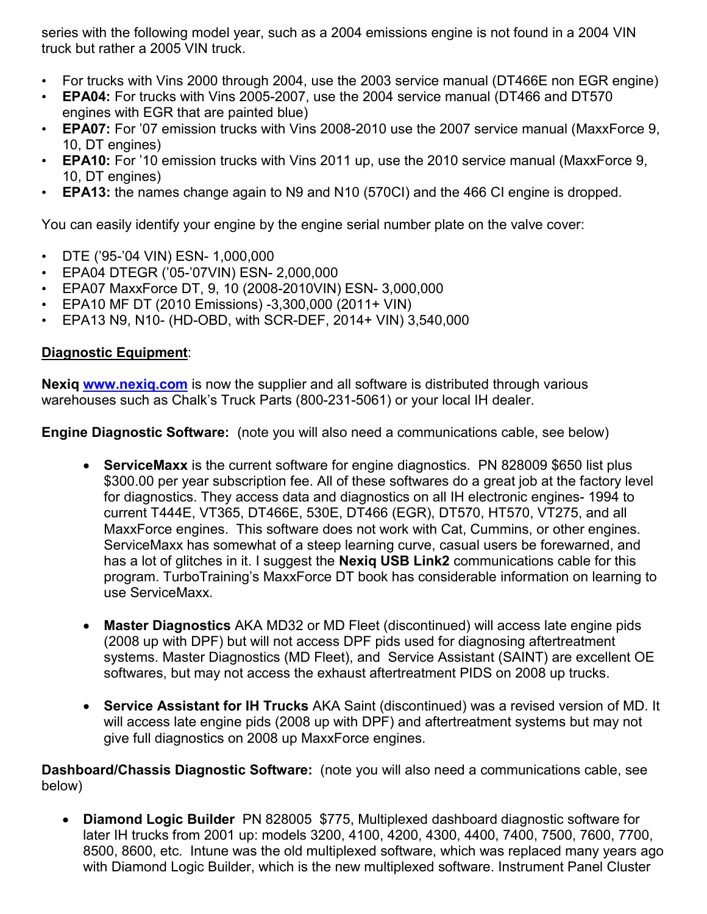series with the following model year, such as a 2004 emissions engine is not found in a 2004 VIN truck but rather a 2005 VIN truck.

- For trucks with Vins 2000 through 2004, use the 2003 service manual (DT466E non EGR engine)
- **EPA04:** For trucks with Vins 2005-2007, use the 2004 service manual (DT466 and DT570 engines with EGR that are painted blue)
- **EPA07:** For '07 emission trucks with Vins 2008-2010 use the 2007 service manual (MaxxForce 9, 10, DT engines)
- **EPA10:** For '10 emission trucks with Vins 2011 up, use the 2010 service manual (MaxxForce 9, 10, DT engines)
- **EPA13:** the names change again to N9 and N10 (570CI) and the 466 CI engine is dropped.

You can easily identify your engine by the engine serial number plate on the valve cover:

- DTE ('95-'04 VIN) ESN- 1,000,000
- EPA04 DTEGR ('05-'07VIN) ESN- 2,000,000
- EPA07 MaxxForce DT, 9, 10 (2008-2010VIN) ESN- 3,000,000
- EPA10 MF DT (2010 Emissions) -3,300,000 (2011+ VIN)
- EPA13 N9, N10- (HD-OBD, with SCR-DEF, 2014+ VIN) 3,540,000

<u>**Diagnostic Equipment**</u>:

**Nexiq** [www.nexiq.com](http://www.nexiq.com) is now the supplier and all software is distributed through various warehouses such as Chalk's Truck Parts (800-231-5061) or your local IH dealer.

**Engine Diagnostic Software:** (note you will also need a communications cable, see below)

- **ServiceMaxx** is the current software for engine diagnostics. PN 828009 $650 list plus $300.00 per year subscription fee. All of these softwares do a great job at the factory level for diagnostics. They access data and diagnostics on all IH electronic engines- 1994 to current T444E, VT365, DT466E, 530E, DT466 (EGR), DT570, HT570, VT275, and all MaxxForce engines. This software does not work with Cat, Cummins, or other engines. ServiceMaxx has somewhat of a steep learning curve, casual users be forewarned, and has a lot of glitches in it. I suggest the **Nexiq USB Link2** communications cable for this program. TurboTraining's MaxxForce DT book has considerable information on learning to use ServiceMaxx.

- **Master Diagnostics** AKA MD32 or MD Fleet (discontinued) will access late engine pids (2008 up with DPF) but will not access DPF pids used for diagnosing aftertreatment systems. Master Diagnostics (MD Fleet), and Service Assistant (SAINT) are excellent OE softwares, but may not access the exhaust aftertreatment PIDS on 2008 up trucks.

- **Service Assistant for IH Trucks** AKA Saint (discontinued) was a revised version of MD. It will access late engine pids (2008 up with DPF) and aftertreatment systems but may not give full diagnostics on 2008 up MaxxForce engines.

**Dashboard/Chassis Diagnostic Software:** (note you will also need a communications cable, see below)

- **Diamond Logic Builder** PN 828005 $775, Multiplexed dashboard diagnostic software for later IH trucks from 2001 up: models 3200, 4100, 4200, 4300, 4400, 7400, 7500, 7600, 7700, 8500, 8600, etc. Intune was the old multiplexed software, which was replaced many years ago with Diamond Logic Builder, which is the new multiplexed software. Instrument Panel Cluster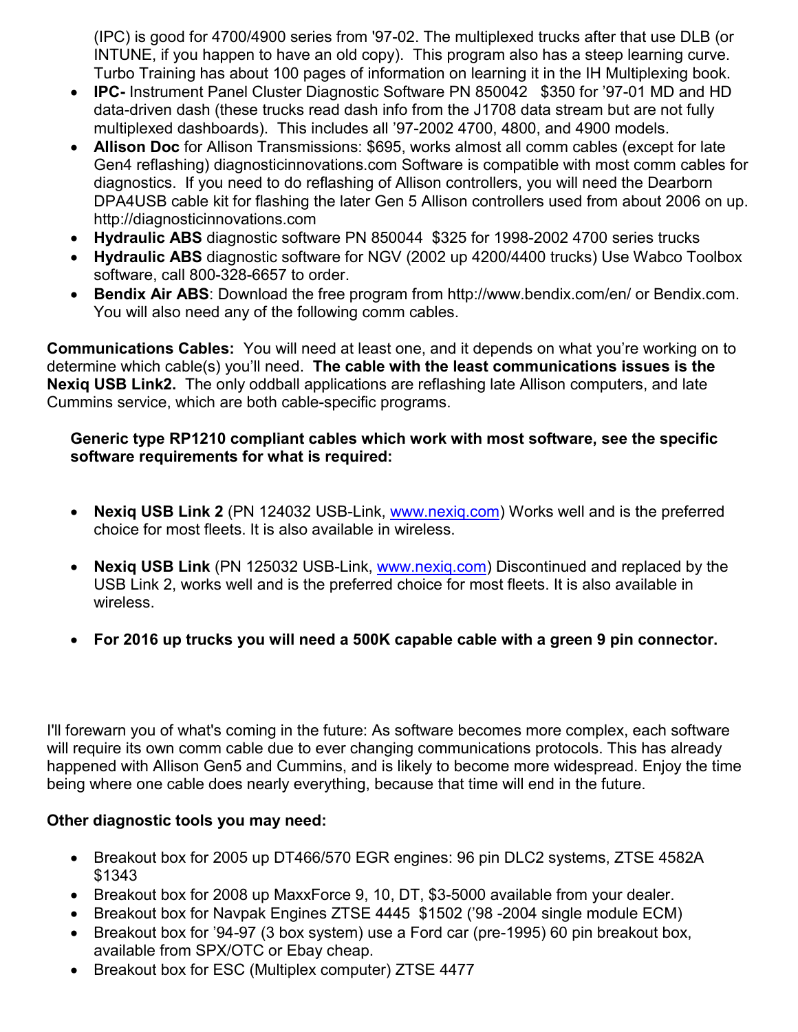(IPC) is good for 4700/4900 series from '97-02. The multiplexed trucks after that use DLB (or INTUNE, if you happen to have an old copy). This program also has a steep learning curve. Turbo Training has about 100 pages of information on learning it in the IH Multiplexing book.

- **IPC-** Instrument Panel Cluster Diagnostic Software PN 850042 $350 for '97-01 MD and HD data-driven dash (these trucks read dash info from the J1708 data stream but are not fully multiplexed dashboards). This includes all '97-2002 4700, 4800, and 4900 models.
- **Allison Doc** for Allison Transmissions: $695, works almost all comm cables (except for late Gen4 reflashing) diagnosticinnovations.com Software is compatible with most comm cables for diagnostics. If you need to do reflashing of Allison controllers, you will need the Dearborn DPA4USB cable kit for flashing the later Gen 5 Allison controllers used from about 2006 on up. http://diagnosticinnovations.com
- **Hydraulic ABS** diagnostic software PN 850044 $325 for 1998-2002 4700 series trucks
- **Hydraulic ABS** diagnostic software for NGV (2002 up 4200/4400 trucks) Use Wabco Toolbox software, call 800-328-6657 to order.
- **Bendix Air ABS**: Download the free program from http://www.bendix.com/en/ or Bendix.com. You will also need any of the following comm cables.

**Communications Cables:** You will need at least one, and it depends on what you're working on to determine which cable(s) you'll need. **The cable with the least communications issues is the Nexiq USB Link2.** The only oddball applications are reflashing late Allison computers, and late Cummins service, which are both cable-specific programs.

**Generic type RP1210 compliant cables which work with most software, see the specific software requirements for what is required:**

- **Nexiq USB Link 2** (PN 124032 USB-Link, www.nexiq.com) Works well and is the preferred choice for most fleets. It is also available in wireless.
- **Nexiq USB Link** (PN 125032 USB-Link, www.nexiq.com) Discontinued and replaced by the USB Link 2, works well and is the preferred choice for most fleets. It is also available in wireless.
- **For 2016 up trucks you will need a 500K capable cable with a green 9 pin connector.**

I'll forewarn you of what's coming in the future: As software becomes more complex, each software will require its own comm cable due to ever changing communications protocols. This has already happened with Allison Gen5 and Cummins, and is likely to become more widespread. Enjoy the time being where one cable does nearly everything, because that time will end in the future.

**Other diagnostic tools you may need:**

- Breakout box for 2005 up DT466/570 EGR engines: 96 pin DLC2 systems, ZTSE 4582A $1343
- Breakout box for 2008 up MaxxForce 9, 10, DT, $3-5000 available from your dealer.
- Breakout box for Navpak Engines ZTSE 4445 $1502 ('98 -2004 single module ECM)
- Breakout box for '94-97 (3 box system) use a Ford car (pre-1995) 60 pin breakout box, available from SPX/OTC or Ebay cheap.
- Breakout box for ESC (Multiplex computer) ZTSE 4477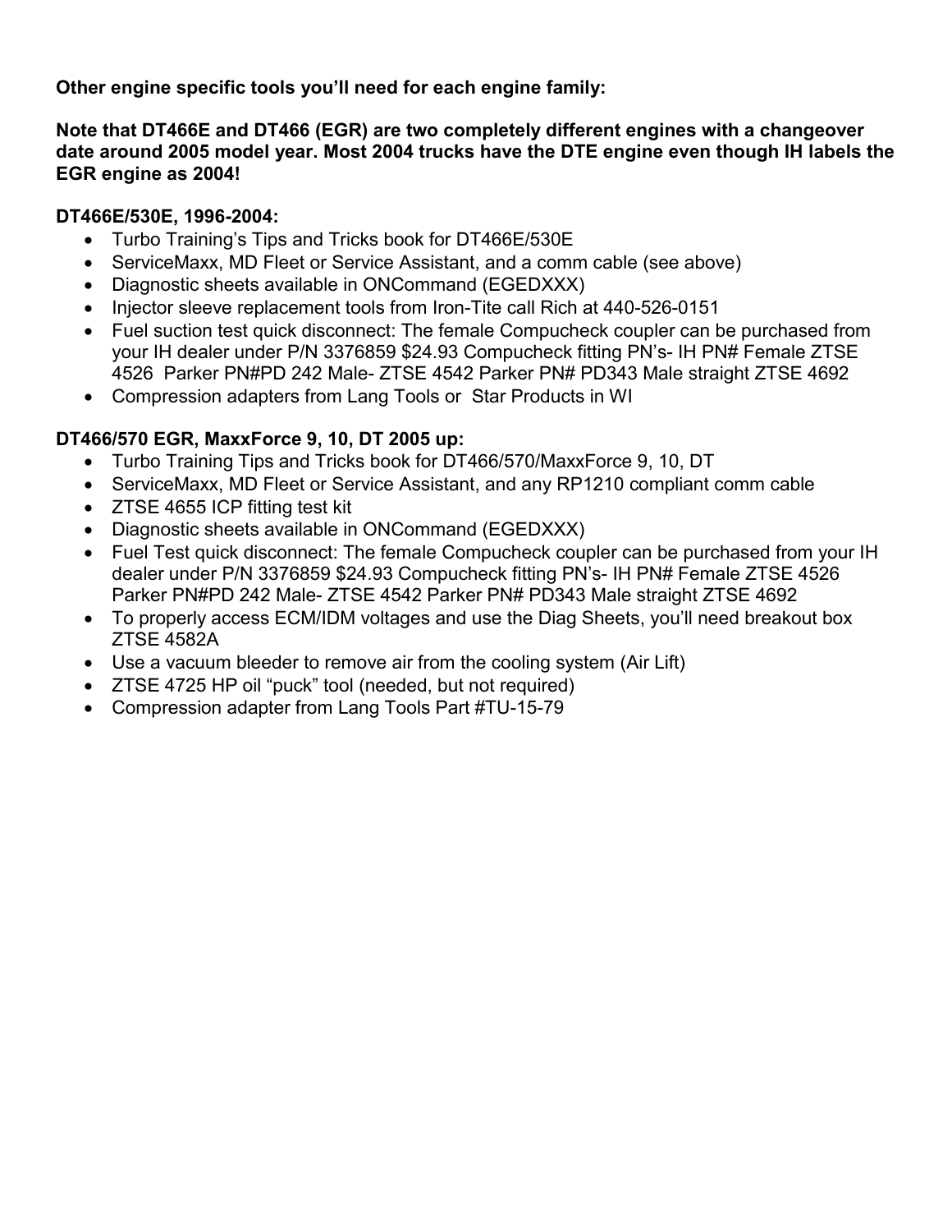**Other engine specific tools you'll need for each engine family:**

**Note that DT466E and DT466 (EGR) are two completely different engines with a changeover date around 2005 model year. Most 2004 trucks have the DTE engine even though IH labels the EGR engine as 2004!**

**DT466E/530E, 1996-2004:**

- Turbo Training's Tips and Tricks book for DT466E/530E
- ServiceMaxx, MD Fleet or Service Assistant, and a comm cable (see above)
- Diagnostic sheets available in ONCommand (EGEDXXX)
- Injector sleeve replacement tools from Iron-Tite call Rich at 440-526-0151
- Fuel suction test quick disconnect: The female Compucheck coupler can be purchased from your IH dealer under P/N 3376859 $24.93 Compucheck fitting PN's- IH PN# Female ZTSE 4526 Parker PN#PD 242 Male- ZTSE 4542 Parker PN# PD343 Male straight ZTSE 4692
- Compression adapters from Lang Tools or Star Products in WI

**DT466/570 EGR, MaxxForce 9, 10, DT 2005 up:**

- Turbo Training Tips and Tricks book for DT466/570/MaxxForce 9, 10, DT
- ServiceMaxx, MD Fleet or Service Assistant, and any RP1210 compliant comm cable
- ZTSE 4655 ICP fitting test kit
- Diagnostic sheets available in ONCommand (EGEDXXX)
- Fuel Test quick disconnect: The female Compucheck coupler can be purchased from your IH dealer under P/N 3376859 $24.93 Compucheck fitting PN's- IH PN# Female ZTSE 4526 Parker PN#PD 242 Male- ZTSE 4542 Parker PN# PD343 Male straight ZTSE 4692
- To properly access ECM/IDM voltages and use the Diag Sheets, you'll need breakout box ZTSE 4582A
- Use a vacuum bleeder to remove air from the cooling system (Air Lift)
- ZTSE 4725 HP oil "puck" tool (needed, but not required)
- Compression adapter from Lang Tools Part #TU-15-79